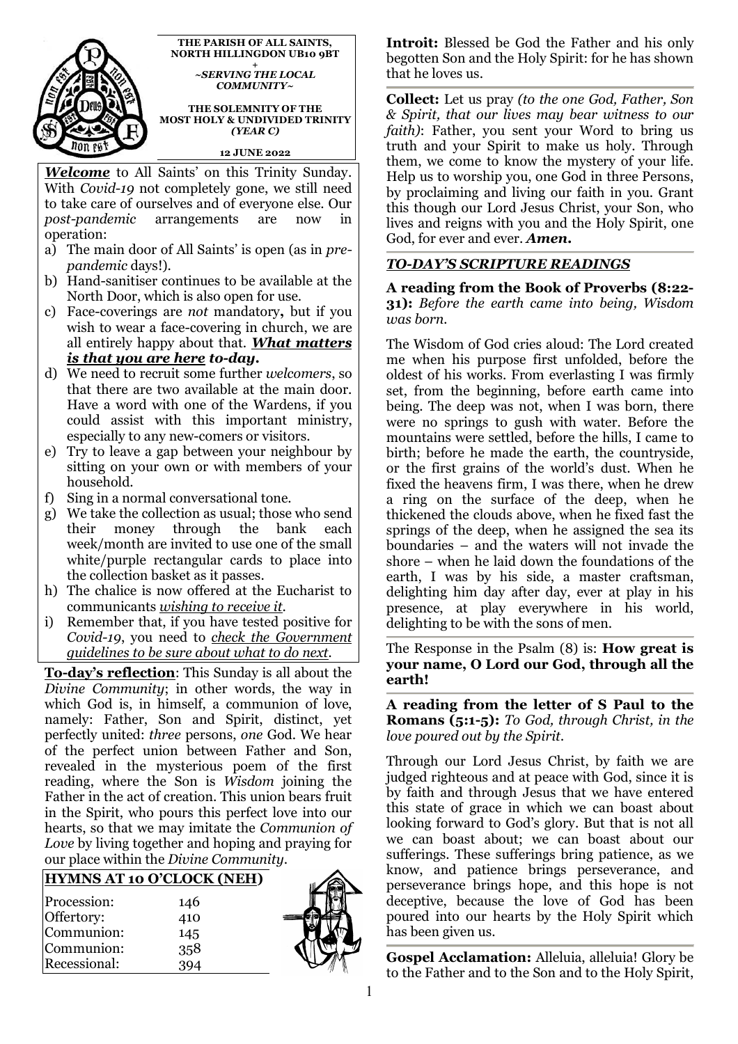**THE PARISH OF ALL SAINTS, NORTH HILLINGDON UB10 9BT**

+

*~SERVING THE LOCAL COMMUNITY~*

**THE SOLEMNITY OF THE MOST HOLY & UNDIVIDED TRINITY** ***(YEAR C)***

**12 JUNE 2022**

***Welcome*** to All Saints' on this Trinity Sunday. With *Covid-19* not completely gone, we still need to take care of ourselves and of everyone else. Our *post-pandemic* arrangements are now in operation:

a) The main door of All Saints' is open (as in *pre-pandemic* days!).
b) Hand-sanitiser continues to be available at the North Door, which is also open for use.
c) Face-coverings are *not* mandatory**,** but if you wish to wear a face-covering in church, we are all entirely happy about that. ***What matters is that you are here to-day.***
d) We need to recruit some further *welcomers*, so that there are two available at the main door. Have a word with one of the Wardens, if you could assist with this important ministry, especially to any new-comers or visitors.
e) Try to leave a gap between your neighbour by sitting on your own or with members of your household.
f) Sing in a normal conversational tone.
g) We take the collection as usual; those who send their money through the bank each week/month are invited to use one of the small white/purple rectangular cards to place into the collection basket as it passes.
h) The chalice is now offered at the Eucharist to communicants *wishing to receive it*.
i) Remember that, if you have tested positive for *Covid-19*, you need to *check the Government guidelines to be sure about what to do next*.

**To-day's reflection**: This Sunday is all about the *Divine Community*; in other words, the way in which God is, in himself, a communion of love, namely: Father, Son and Spirit, distinct, yet perfectly united: *three* persons, *one* God. We hear of the perfect union between Father and Son, revealed in the mysterious poem of the first reading, where the Son is *Wisdom* joining the Father in the act of creation. This union bears fruit in the Spirit, who pours this perfect love into our hearts, so that we may imitate the *Communion of Love* by living together and hoping and praying for our place within the *Divine Community*.

**HYMNS AT 10 O'CLOCK (NEH)**

| | |
|---|---|
| Procession: | 146 |
| Offertory: | 410 |
| Communion: | 145 |
| Communion: | 358 |
| Recessional: | 394 |

**Introit:** Blessed be God the Father and his only begotten Son and the Holy Spirit: for he has shown that he loves us.

**Collect:** Let us pray *(to the one God, Father, Son & Spirit, that our lives may bear witness to our faith)*: Father, you sent your Word to bring us truth and your Spirit to make us holy. Through them, we come to know the mystery of your life. Help us to worship you, one God in three Persons, by proclaiming and living our faith in you. Grant this though our Lord Jesus Christ, your Son, who lives and reigns with you and the Holy Spirit, one God, for ever and ever. ***Amen.***

## *TO-DAY'S SCRIPTURE READINGS*

**A reading from the Book of Proverbs (8:22-31):** *Before the earth came into being, Wisdom was born.*

The Wisdom of God cries aloud: The Lord created me when his purpose first unfolded, before the oldest of his works. From everlasting I was firmly set, from the beginning, before earth came into being. The deep was not, when I was born, there were no springs to gush with water. Before the mountains were settled, before the hills, I came to birth; before he made the earth, the countryside, or the first grains of the world's dust. When he fixed the heavens firm, I was there, when he drew a ring on the surface of the deep, when he thickened the clouds above, when he fixed fast the springs of the deep, when he assigned the sea its boundaries – and the waters will not invade the shore – when he laid down the foundations of the earth, I was by his side, a master craftsman, delighting him day after day, ever at play in his presence, at play everywhere in his world, delighting to be with the sons of men.

The Response in the Psalm (8) is: **How great is your name, O Lord our God, through all the earth!**

**A reading from the letter of S Paul to the Romans (5:1-5):** *To God, through Christ, in the love poured out by the Spirit.*

Through our Lord Jesus Christ, by faith we are judged righteous and at peace with God, since it is by faith and through Jesus that we have entered this state of grace in which we can boast about looking forward to God's glory. But that is not all we can boast about; we can boast about our sufferings. These sufferings bring patience, as we know, and patience brings perseverance, and perseverance brings hope, and this hope is not deceptive, because the love of God has been poured into our hearts by the Holy Spirit which has been given us.

**Gospel Acclamation:** Alleluia, alleluia! Glory be to the Father and to the Son and to the Holy Spirit,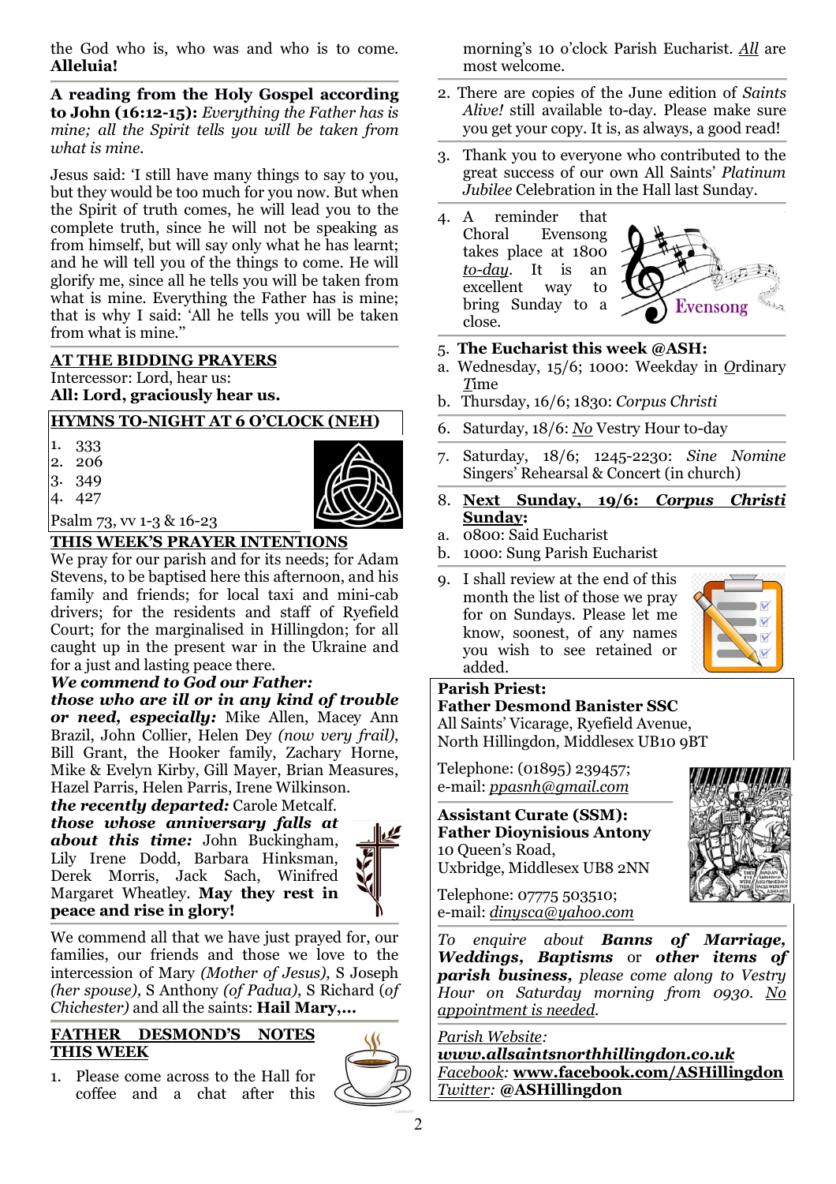the God who is, who was and who is to come. **Alleluia!**

**A reading from the Holy Gospel according to John (16:12-15):** *Everything the Father has is mine; all the Spirit tells you will be taken from what is mine.*

Jesus said: 'I still have many things to say to you, but they would be too much for you now. But when the Spirit of truth comes, he will lead you to the complete truth, since he will not be speaking as from himself, but will say only what he has learnt; and he will tell you of the things to come. He will glorify me, since all he tells you will be taken from what is mine. Everything the Father has is mine; that is why I said: 'All he tells you will be taken from what is mine."

**AT THE BIDDING PRAYERS**

Intercessor: Lord, hear us:
**All: Lord, graciously hear us.**

**HYMNS TO-NIGHT AT 6 O'CLOCK (NEH)**

1. 333
2. 206
3. 349
4. 427

Psalm 73, vv 1-3 & 16-23

**THIS WEEK'S PRAYER INTENTIONS**

We pray for our parish and for its needs; for Adam Stevens, to be baptised here this afternoon, and his family and friends; for local taxi and mini-cab drivers; for the residents and staff of Ryefield Court; for the marginalised in Hillingdon; for all caught up in the present war in the Ukraine and for a just and lasting peace there.

***We commend to God our Father:***
***those who are ill or in any kind of trouble or need, especially:*** Mike Allen, Macey Ann Brazil, John Collier, Helen Dey *(now very frail)*, Bill Grant, the Hooker family, Zachary Horne, Mike & Evelyn Kirby, Gill Mayer, Brian Measures, Hazel Parris, Helen Parris, Irene Wilkinson.
***the recently departed:*** Carole Metcalf.
***those whose anniversary falls at about this time:*** John Buckingham, Lily Irene Dodd, Barbara Hinksman, Derek Morris, Jack Sach, Winifred Margaret Wheatley. **May they rest in peace and rise in glory!**

We commend all that we have just prayed for, our families, our friends and those we love to the intercession of Mary *(Mother of Jesus)*, S Joseph *(her spouse)*, S Anthony *(of Padua)*, S Richard (*of Chichester)* and all the saints: **Hail Mary,...**

**FATHER DESMOND'S NOTES THIS WEEK**

1. Please come across to the Hall for coffee and a chat after this morning's 10 o'clock Parish Eucharist. *All* are most welcome.
2. There are copies of the June edition of *Saints Alive!* still available to-day. Please make sure you get your copy. It is, as always, a good read!
3. Thank you to everyone who contributed to the great success of our own All Saints' *Platinum Jubilee* Celebration in the Hall last Sunday.
4. A reminder that Choral Evensong takes place at 1800 *to-day*. It is an excellent way to bring Sunday to a close.
5. **The Eucharist this week @ASH:**
   a. Wednesday, 15/6; 1000: Weekday in *Ordinary Time*
   b. Thursday, 16/6; 1830: *Corpus Christi*
6. Saturday, 18/6: *No* Vestry Hour to-day
7. Saturday, 18/6; 1245-2230: *Sine Nomine* Singers' Rehearsal & Concert (in church)
8. **Next Sunday, 19/6: *Corpus Christi* Sunday:**
   a. 0800: Said Eucharist
   b. 1000: Sung Parish Eucharist
9. I shall review at the end of this month the list of those we pray for on Sundays. Please let me know, soonest, of any names you wish to see retained or added.

**Parish Priest:**
**Father Desmond Banister SSC**
All Saints' Vicarage, Ryefield Avenue,
North Hillingdon, Middlesex UB10 9BT

Telephone: (01895) 239457;
e-mail: *ppasnh@gmail.com*

**Assistant Curate (SSM):**
**Father Dioynisious Antony**
10 Queen's Road,
Uxbridge, Middlesex UB8 2NN

Telephone: 07775 503510;
e-mail: *dinysca@yahoo.com*

*To enquire about* ***Banns of Marriage, Weddings, Baptisms*** *or* ***other items of parish business,*** *please come along to Vestry Hour on Saturday morning from 0930. No appointment is needed.*

*Parish Website:*
***www.allsaintsnorthhillingdon.co.uk***
*Facebook:* **www.facebook.com/ASHillingdon**
*Twitter:* **@ASHillingdon**